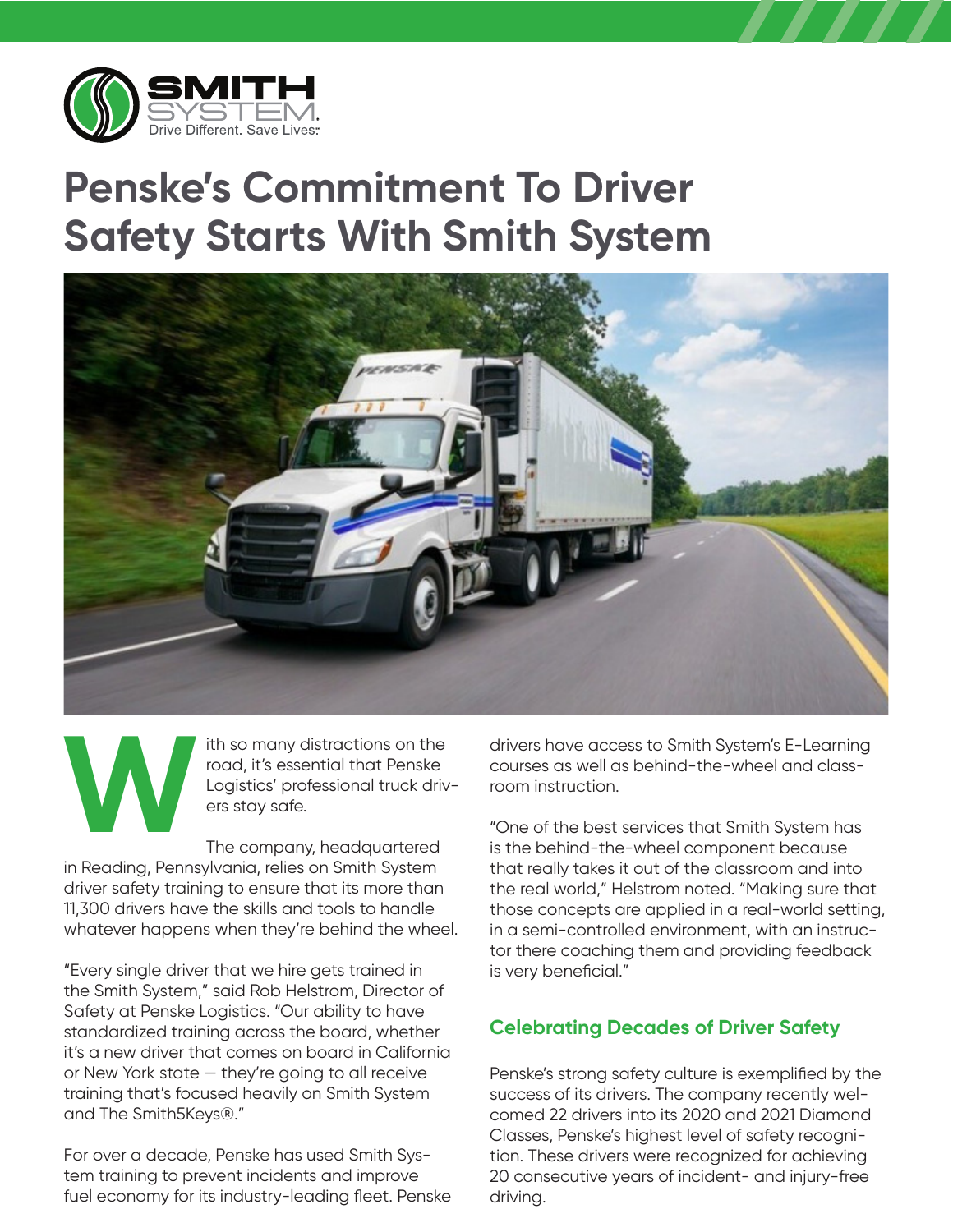SMITH SYSTEM. Drive Different. Save Lives.

# Penske's Commitment To Driver Safety Starts With Smith System

With so many distractions on the road, it's essential that Penske Logistics' professional truck drivers stay safe.

The company, headquartered in Reading, Pennsylvania, relies on Smith System driver safety training to ensure that its more than 11,300 drivers have the skills and tools to handle whatever happens when they're behind the wheel.

"Every single driver that we hire gets trained in the Smith System," said Rob Helstrom, Director of Safety at Penske Logistics. "Our ability to have standardized training across the board, whether it's a new driver that comes on board in California or New York state — they're going to all receive training that's focused heavily on Smith System and The Smith5Keys®."

For over a decade, Penske has used Smith System training to prevent incidents and improve fuel economy for its industry-leading fleet. Penske drivers have access to Smith System's E-Learning courses as well as behind-the-wheel and classroom instruction.

"One of the best services that Smith System has is the behind-the-wheel component because that really takes it out of the classroom and into the real world," Helstrom noted. "Making sure that those concepts are applied in a real-world setting, in a semi-controlled environment, with an instructor there coaching them and providing feedback is very beneficial."

## Celebrating Decades of Driver Safety

Penske's strong safety culture is exemplified by the success of its drivers. The company recently welcomed 22 drivers into its 2020 and 2021 Diamond Classes, Penske's highest level of safety recognition. These drivers were recognized for achieving 20 consecutive years of incident- and injury-free driving.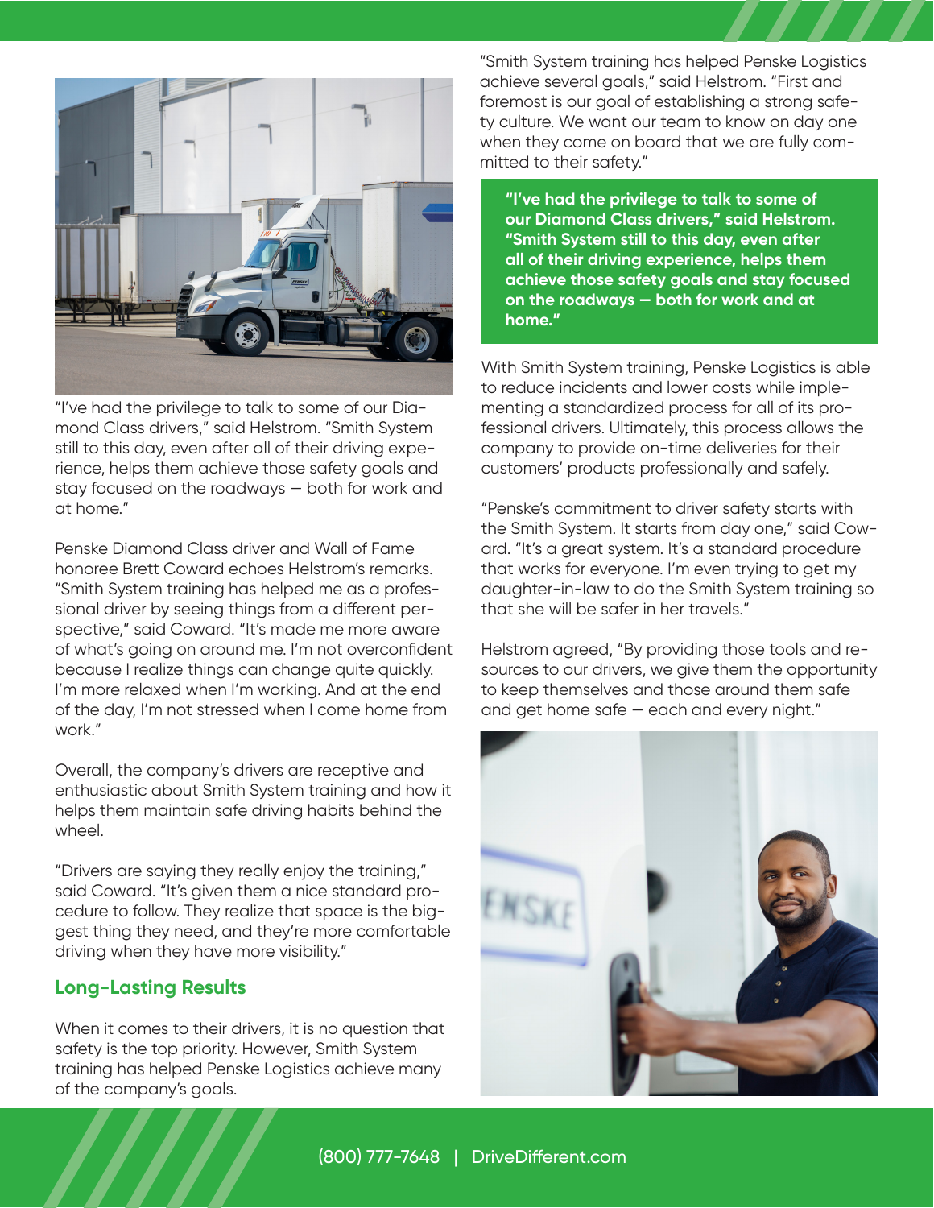"I've had the privilege to talk to some of our Diamond Class drivers," said Helstrom. "Smith System still to this day, even after all of their driving experience, helps them achieve those safety goals and stay focused on the roadways — both for work and at home."

Penske Diamond Class driver and Wall of Fame honoree Brett Coward echoes Helstrom's remarks. "Smith System training has helped me as a professional driver by seeing things from a different perspective," said Coward. "It's made me more aware of what's going on around me. I'm not overconfident because I realize things can change quite quickly. I'm more relaxed when I'm working. And at the end of the day, I'm not stressed when I come home from work."

Overall, the company's drivers are receptive and enthusiastic about Smith System training and how it helps them maintain safe driving habits behind the wheel.

"Drivers are saying they really enjoy the training," said Coward. "It's given them a nice standard procedure to follow. They realize that space is the biggest thing they need, and they're more comfortable driving when they have more visibility."

## Long-Lasting Results

When it comes to their drivers, it is no question that safety is the top priority. However, Smith System training has helped Penske Logistics achieve many of the company's goals.

"Smith System training has helped Penske Logistics achieve several goals," said Helstrom. "First and foremost is our goal of establishing a strong safety culture. We want our team to know on day one when they come on board that we are fully committed to their safety."

**"I've had the privilege to talk to some of our Diamond Class drivers," said Helstrom. "Smith System still to this day, even after all of their driving experience, helps them achieve those safety goals and stay focused on the roadways — both for work and at home."**

With Smith System training, Penske Logistics is able to reduce incidents and lower costs while implementing a standardized process for all of its professional drivers. Ultimately, this process allows the company to provide on-time deliveries for their customers' products professionally and safely.

"Penske's commitment to driver safety starts with the Smith System. It starts from day one," said Coward. "It's a great system. It's a standard procedure that works for everyone. I'm even trying to get my daughter-in-law to do the Smith System training so that she will be safer in her travels."

Helstrom agreed, "By providing those tools and resources to our drivers, we give them the opportunity to keep themselves and those around them safe and get home safe — each and every night."

(800) 777-7648 | DriveDifferent.com